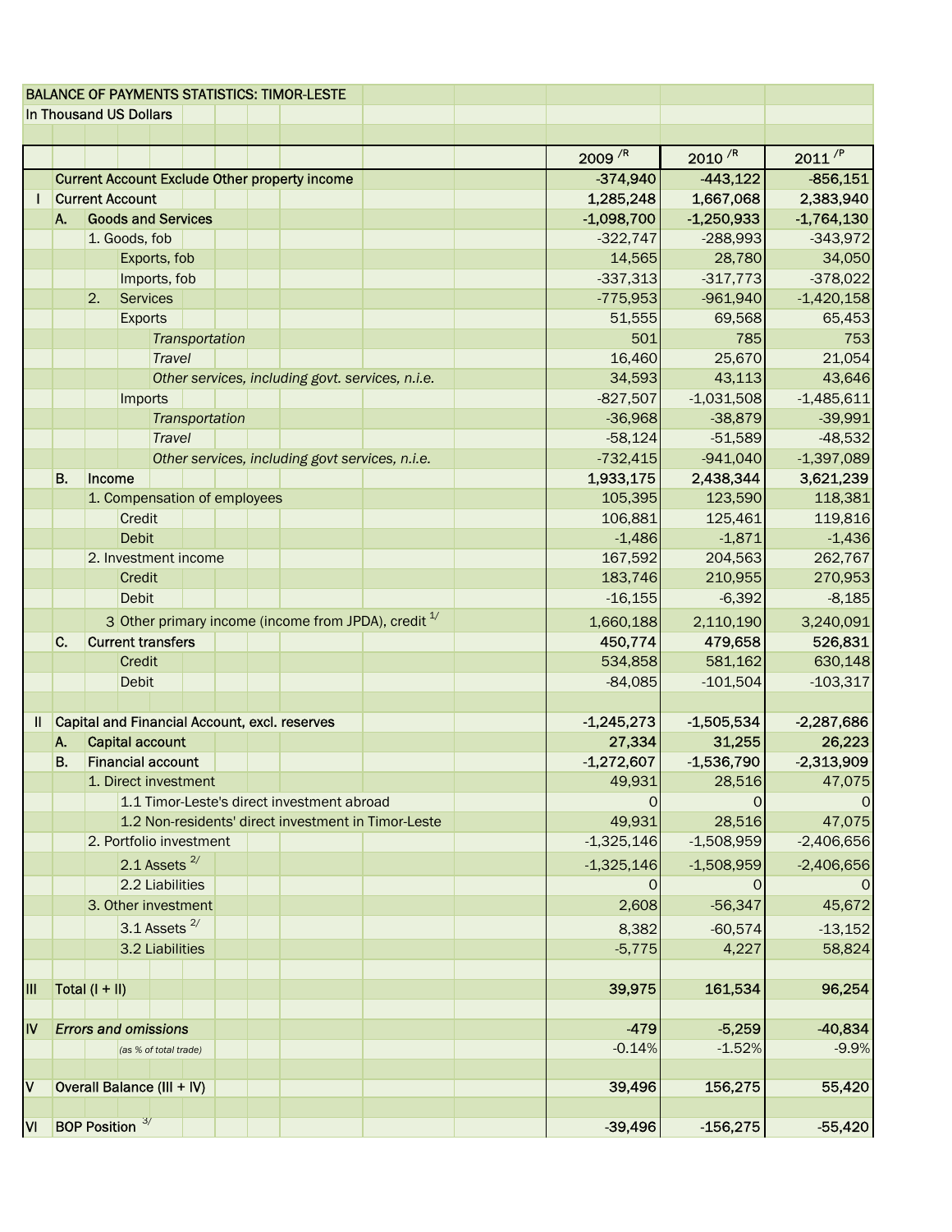**BALANCE OF PAYMENTS STATISTICS: TIMOR-LESTE**

**In Thousand US Dollars**

| | | 2009 /R | 2010 /R | 2011 /P |
|---|---|---|---|---|
| | **Current Account Exclude Other property income** | **-374,940** | **-443,122** | **-856,151** |
| I | **Current Account** | **1,285,248** | **1,667,068** | **2,383,940** |
| | **A. Goods and Services** | **-1,098,700** | **-1,250,933** | **-1,764,130** |
| | 1. Goods, fob | -322,747 | -288,993 | -343,972 |
| | Exports, fob | 14,565 | 28,780 | 34,050 |
| | Imports, fob | -337,313 | -317,773 | -378,022 |
| | 2. Services | -775,953 | -961,940 | -1,420,158 |
| | Exports | 51,555 | 69,568 | 65,453 |
| | *Transportation* | 501 | 785 | 753 |
| | *Travel* | 16,460 | 25,670 | 21,054 |
| | *Other services, including govt. services, n.i.e.* | 34,593 | 43,113 | 43,646 |
| | Imports | -827,507 | -1,031,508 | -1,485,611 |
| | *Transportation* | -36,968 | -38,879 | -39,991 |
| | *Travel* | -58,124 | -51,589 | -48,532 |
| | *Other services, including govt services, n.i.e.* | -732,415 | -941,040 | -1,397,089 |
| | **B. Income** | **1,933,175** | **2,438,344** | **3,621,239** |
| | 1. Compensation of employees | 105,395 | 123,590 | 118,381 |
| | Credit | 106,881 | 125,461 | 119,816 |
| | Debit | -1,486 | -1,871 | -1,436 |
| | 2. Investment income | 167,592 | 204,563 | 262,767 |
| | Credit | 183,746 | 210,955 | 270,953 |
| | Debit | -16,155 | -6,392 | -8,185 |
| | 3 Other primary income (income from JPDA), credit [1/] | 1,660,188 | 2,110,190 | 3,240,091 |
| | **C. Current transfers** | **450,774** | **479,658** | **526,831** |
| | Credit | 534,858 | 581,162 | 630,148 |
| | Debit | -84,085 | -101,504 | -103,317 |
| | | | | |
| II | **Capital and Financial Account, excl. reserves** | **-1,245,273** | **-1,505,534** | **-2,287,686** |
| | **A. Capital account** | **27,334** | **31,255** | **26,223** |
| | **B. Financial account** | **-1,272,607** | **-1,536,790** | **-2,313,909** |
| | 1. Direct investment | 49,931 | 28,516 | 47,075 |
| | 1.1 Timor-Leste's direct investment abroad | 0 | 0 | 0 |
| | 1.2 Non-residents' direct investment in Timor-Leste | 49,931 | 28,516 | 47,075 |
| | 2. Portfolio investment | -1,325,146 | -1,508,959 | -2,406,656 |
| | 2.1 Assets [2/] | -1,325,146 | -1,508,959 | -2,406,656 |
| | 2.2 Liabilities | 0 | 0 | 0 |
| | 3. Other investment | 2,608 | -56,347 | 45,672 |
| | 3.1 Assets [2/] | 8,382 | -60,574 | -13,152 |
| | 3.2 Liabilities | -5,775 | 4,227 | 58,824 |
| | | | | |
| III | **Total (I + II)** | **39,975** | **161,534** | **96,254** |
| | | | | |
| IV | ***Errors and omissions*** | **-479** | **-5,259** | **-40,834** |
| | *(as % of total trade)* | -0.14% | -1.52% | -9.9% |
| | | | | |
| V | **Overall Balance (III + IV)** | **39,496** | **156,275** | **55,420** |
| | | | | |
| VI | **BOP Position** [3/] | **-39,496** | **-156,275** | **-55,420** |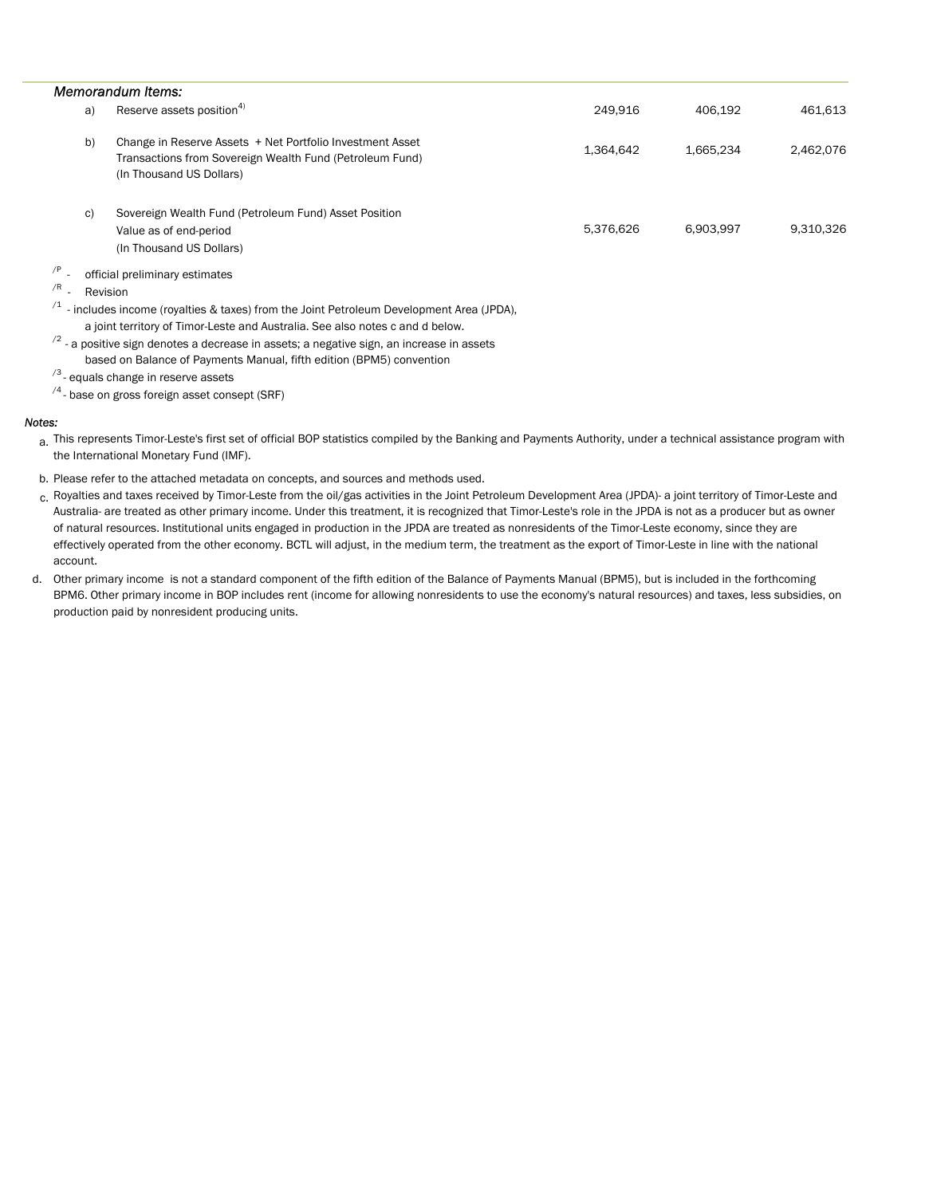*Memorandum Items:*

| | | | | |
|---|---|---|---|---|
| a) | Reserve assets position[4)] | 249,916 | 406,192 | 461,613 |
| b) | Change in Reserve Assets + Net Portfolio Investment Asset Transactions from Sovereign Wealth Fund (Petroleum Fund) (In Thousand US Dollars) | 1,364,642 | 1,665,234 | 2,462,076 |
| c) | Sovereign Wealth Fund (Petroleum Fund) Asset Position Value as of end-period (In Thousand US Dollars) | 5,376,626 | 6,903,997 | 9,310,326 |

/P - official preliminary estimates

/R - Revision

/1 - includes income (royalties & taxes) from the Joint Petroleum Development Area (JPDA), a joint territory of Timor-Leste and Australia. See also notes c and d below.

/2 - a positive sign denotes a decrease in assets; a negative sign, an increase in assets based on Balance of Payments Manual, fifth edition (BPM5) convention

/3 - equals change in reserve assets

/4 - base on gross foreign asset consept (SRF)

*Notes:*

a. This represents Timor-Leste's first set of official BOP statistics compiled by the Banking and Payments Authority, under a technical assistance program with the International Monetary Fund (IMF).

b. Please refer to the attached metadata on concepts, and sources and methods used.

c. Royalties and taxes received by Timor-Leste from the oil/gas activities in the Joint Petroleum Development Area (JPDA)- a joint territory of Timor-Leste and Australia- are treated as other primary income. Under this treatment, it is recognized that Timor-Leste's role in the JPDA is not as a producer but as owner of natural resources. Institutional units engaged in production in the JPDA are treated as nonresidents of the Timor-Leste economy, since they are effectively operated from the other economy. BCTL will adjust, in the medium term, the treatment as the export of Timor-Leste in line with the national account.

d. Other primary income is not a standard component of the fifth edition of the Balance of Payments Manual (BPM5), but is included in the forthcoming BPM6. Other primary income in BOP includes rent (income for allowing nonresidents to use the economy's natural resources) and taxes, less subsidies, on production paid by nonresident producing units.